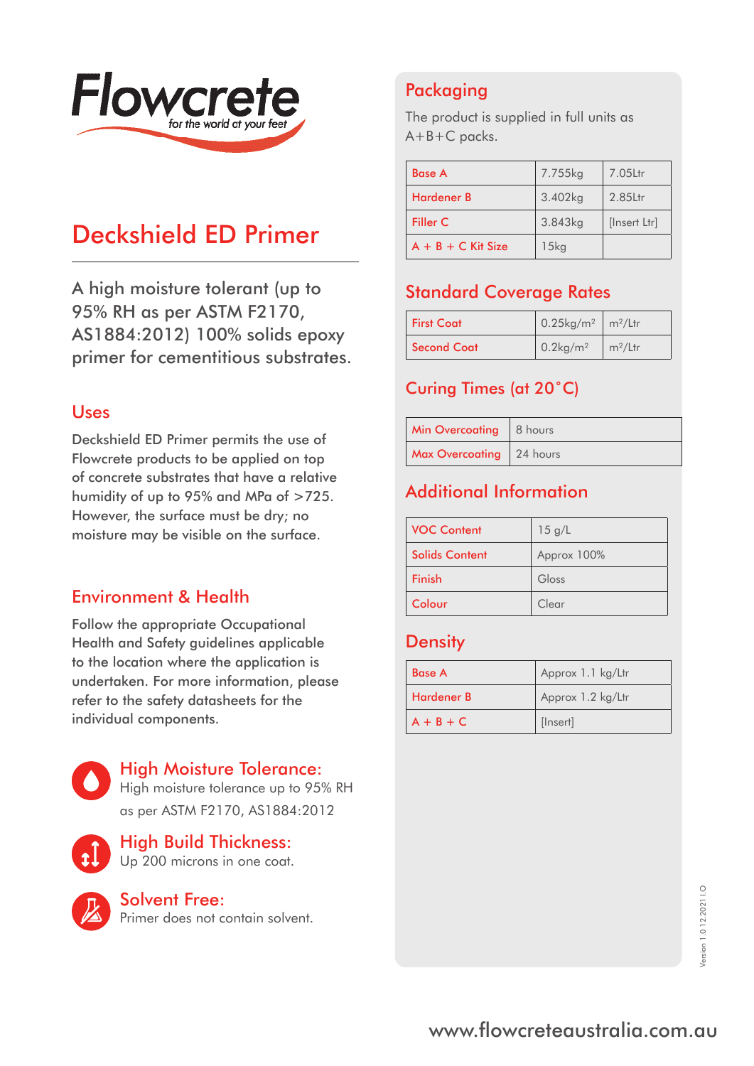Flowcrete

for the world at your feet

# Deckshield ED Primer

A high moisture tolerant (up to 95% RH as per ASTM F2170, AS1884:2012) 100% solids epoxy primer for cementitious substrates.

## Uses

Deckshield ED Primer permits the use of Flowcrete products to be applied on top of concrete substrates that have a relative humidity of up to 95% and MPa of >725. However, the surface must be dry; no moisture may be visible on the surface.

## Environment & Health

Follow the appropriate Occupational Health and Safety guidelines applicable to the location where the application is undertaken. For more information, please refer to the safety datasheets for the individual components.

### High Moisture Tolerance:

High moisture tolerance up to 95% RH as per ASTM F2170, AS1884:2012

### High Build Thickness:

Up 200 microns in one coat.

### Solvent Free:

Primer does not contain solvent.

## Packaging

The product is supplied in full units as A+B+C packs.

| | | |
|---|---|---|
| Base A | 7.755kg | 7.05Ltr |
| Hardener B | 3.402kg | 2.85Ltr |
| Filler C | 3.843kg | [Insert Ltr] |
| A + B + C Kit Size | 15kg | |

## Standard Coverage Rates

| | | |
|---|---|---|
| First Coat | 0.25kg/m² | m²/Ltr |
| Second Coat | 0.2kg/m² | m²/Ltr |

## Curing Times (at 20˚C)

| | |
|---|---|
| Min Overcoating | 8 hours |
| Max Overcoating | 24 hours |

## Additional Information

| | |
|---|---|
| VOC Content | 15 g/L |
| Solids Content | Approx 100% |
| Finish | Gloss |
| Colour | Clear |

## Density

| | |
|---|---|
| Base A | Approx 1.1 kg/Ltr |
| Hardener B | Approx 1.2 kg/Ltr |
| A + B + C | [Insert] |

Version 1.0 12.2021 IO

www.flowcreteaustralia.com.au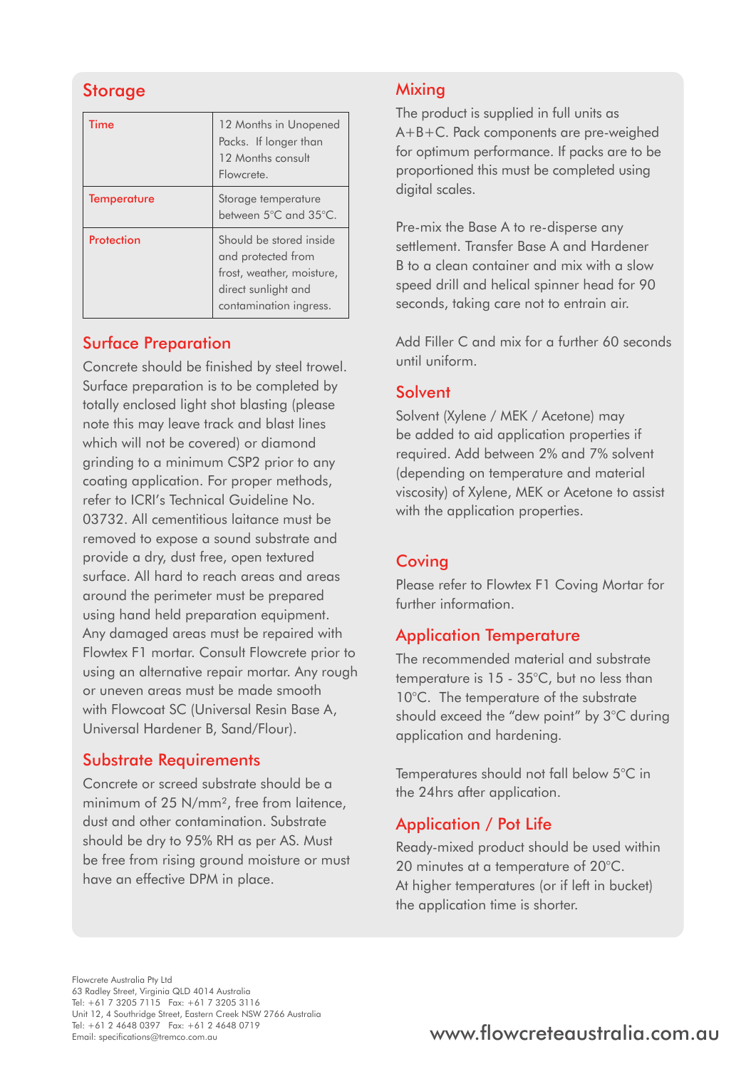## Storage

| | |
|---|---|
| Time | 12 Months in Unopened Packs. If longer than 12 Months consult Flowcrete. |
| Temperature | Storage temperature between 5°C and 35°C. |
| Protection | Should be stored inside and protected from frost, weather, moisture, direct sunlight and contamination ingress. |

## Surface Preparation

Concrete should be finished by steel trowel. Surface preparation is to be completed by totally enclosed light shot blasting (please note this may leave track and blast lines which will not be covered) or diamond grinding to a minimum CSP2 prior to any coating application. For proper methods, refer to ICRI's Technical Guideline No. 03732. All cementitious laitance must be removed to expose a sound substrate and provide a dry, dust free, open textured surface. All hard to reach areas and areas around the perimeter must be prepared using hand held preparation equipment. Any damaged areas must be repaired with Flowtex F1 mortar. Consult Flowcrete prior to using an alternative repair mortar. Any rough or uneven areas must be made smooth with Flowcoat SC (Universal Resin Base A, Universal Hardener B, Sand/Flour).

## Substrate Requirements

Concrete or screed substrate should be a minimum of 25 N/mm², free from laitence, dust and other contamination. Substrate should be dry to 95% RH as per AS. Must be free from rising ground moisture or must have an effective DPM in place.

## Mixing

The product is supplied in full units as A+B+C. Pack components are pre-weighed for optimum performance. If packs are to be proportioned this must be completed using digital scales.

Pre-mix the Base A to re-disperse any settlement. Transfer Base A and Hardener B to a clean container and mix with a slow speed drill and helical spinner head for 90 seconds, taking care not to entrain air.

Add Filler C and mix for a further 60 seconds until uniform.

## Solvent

Solvent (Xylene / MEK / Acetone) may be added to aid application properties if required. Add between 2% and 7% solvent (depending on temperature and material viscosity) of Xylene, MEK or Acetone to assist with the application properties.

## Coving

Please refer to Flowtex F1 Coving Mortar for further information.

## Application Temperature

The recommended material and substrate temperature is 15 - 35°C, but no less than 10°C. The temperature of the substrate should exceed the "dew point" by 3°C during application and hardening.

Temperatures should not fall below 5°C in the 24hrs after application.

## Application / Pot Life

Ready-mixed product should be used within 20 minutes at a temperature of 20°C.
At higher temperatures (or if left in bucket) the application time is shorter.

Flowcrete Australia Pty Ltd
63 Radley Street, Virginia QLD 4014 Australia
Tel: +61 7 3205 7115 Fax: +61 7 3205 3116
Unit 12, 4 Southridge Street, Eastern Creek NSW 2766 Australia
Tel: +61 2 4648 0397 Fax: +61 2 4648 0719
Email: specifications@tremco.com.au

www.flowcreteaustralia.com.au